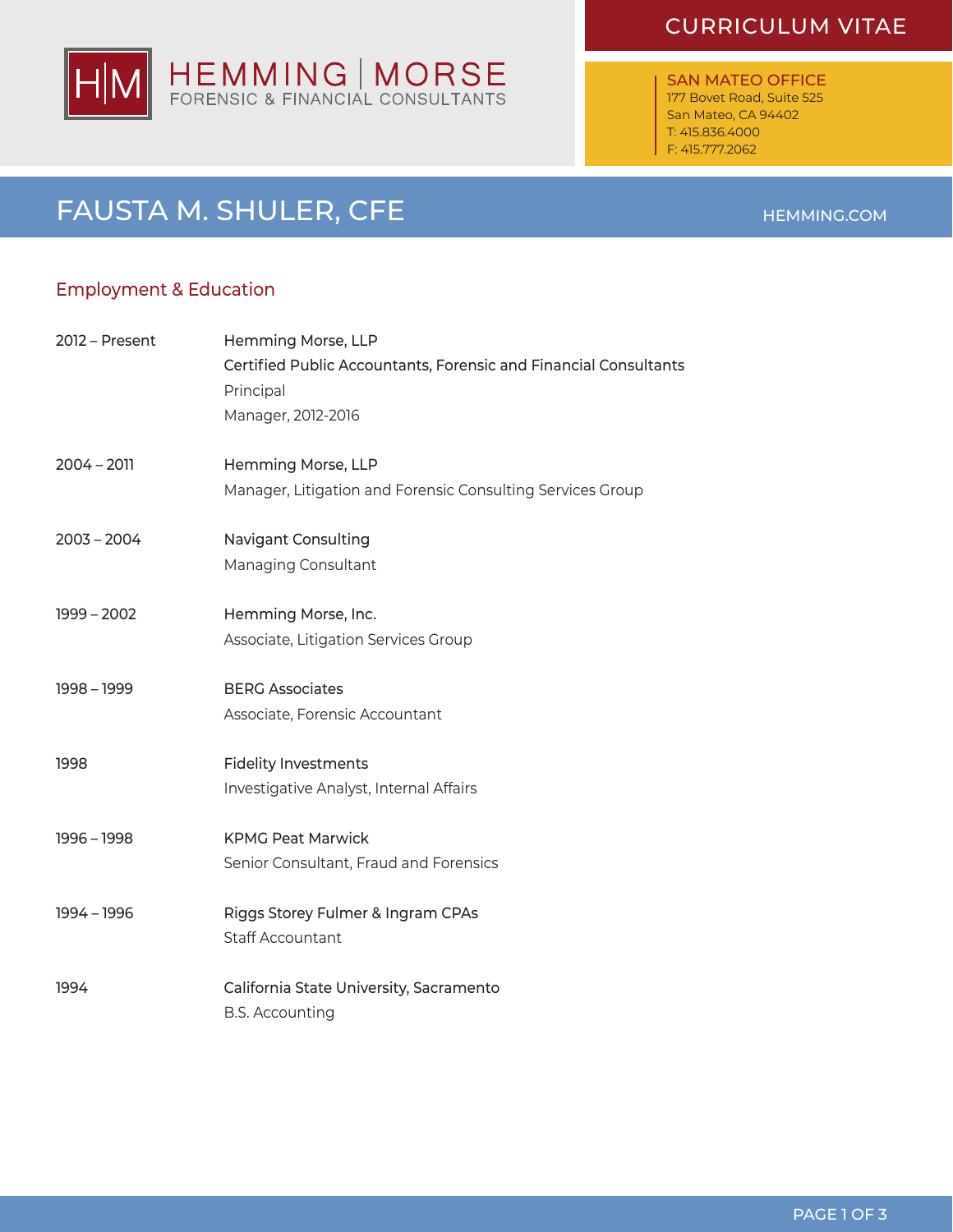# HEMMING | MORSE
FORENSIC & FINANCIAL CONSULTANTS

CURRICULUM VITAE

**SAN MATEO OFFICE**
177 Bovet Road, Suite 525
San Mateo, CA 94402
T: 415.836.4000
F: 415.777.2062

# FAUSTA M. SHULER, CFE

HEMMING.COM

## Employment & Education

| | |
|---|---|
| 2012 – Present | Hemming Morse, LLP<br>Certified Public Accountants, Forensic and Financial Consultants<br>Principal<br>Manager, 2012-2016 |
| 2004 – 2011 | Hemming Morse, LLP<br>Manager, Litigation and Forensic Consulting Services Group |
| 2003 – 2004 | Navigant Consulting<br>Managing Consultant |
| 1999 – 2002 | Hemming Morse, Inc.<br>Associate, Litigation Services Group |
| 1998 – 1999 | BERG Associates<br>Associate, Forensic Accountant |
| 1998 | Fidelity Investments<br>Investigative Analyst, Internal Affairs |
| 1996 – 1998 | KPMG Peat Marwick<br>Senior Consultant, Fraud and Forensics |
| 1994 – 1996 | Riggs Storey Fulmer & Ingram CPAs<br>Staff Accountant |
| 1994 | California State University, Sacramento<br>B.S. Accounting |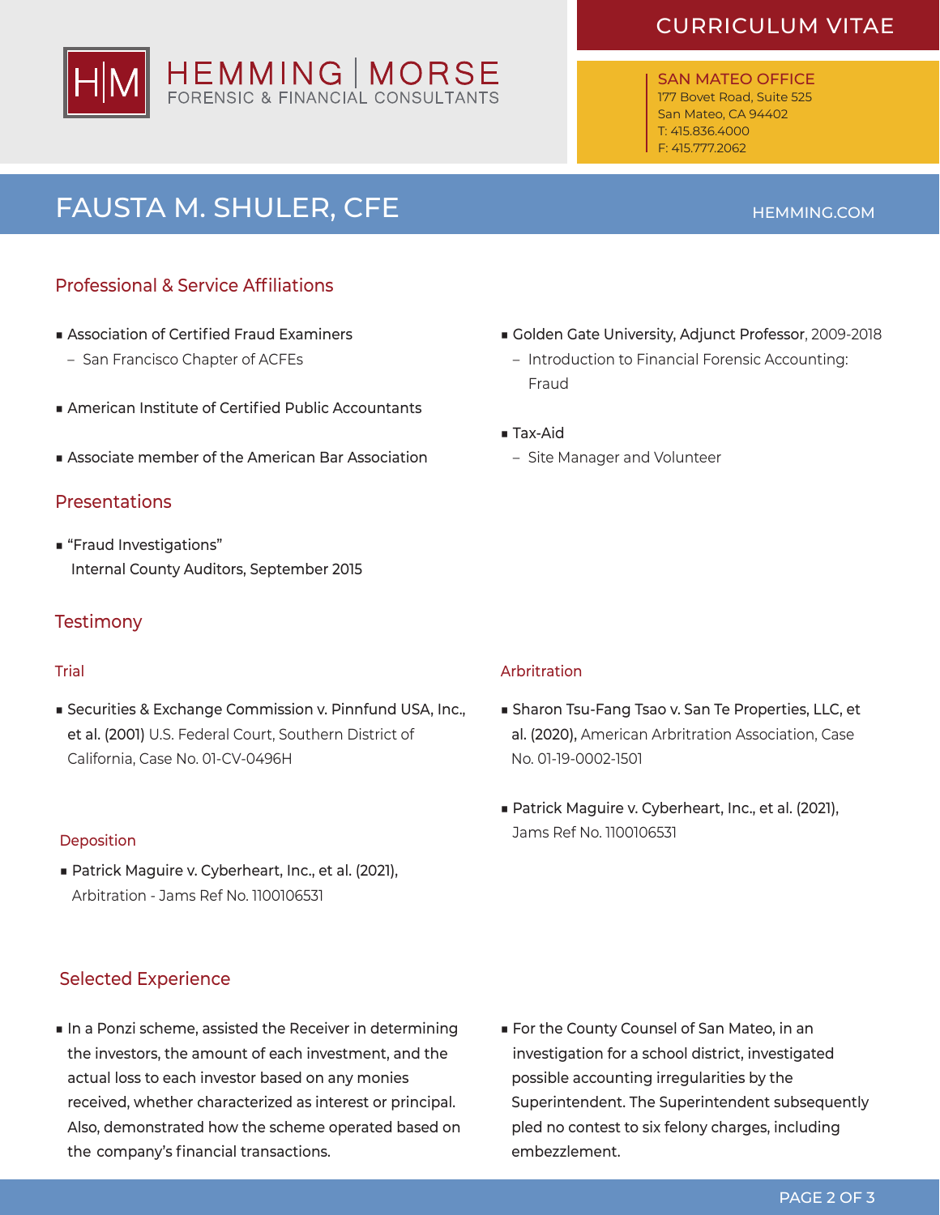# FAUSTA M. SHULER, CFE

## Professional & Service Affiliations

- Association of Certified Fraud Examiners
  - San Francisco Chapter of ACFEs
- American Institute of Certified Public Accountants
- Associate member of the American Bar Association
- **Golden Gate University, Adjunct Professor**, 2009-2018
  - Introduction to Financial Forensic Accounting: Fraud
- Tax-Aid
  - Site Manager and Volunteer

## Presentations

- "Fraud Investigations"
  Internal County Auditors, September 2015

## Testimony

### Trial

- **Securities & Exchange Commission v. Pinnfund USA, Inc., et al. (2001)** U.S. Federal Court, Southern District of California, Case No. 01-CV-0496H

### Deposition

- **Patrick Maguire v. Cyberheart, Inc., et al. (2021),** Arbitration - Jams Ref No. 1100106531

### Arbitration

- **Sharon Tsu-Fang Tsao v. San Te Properties, LLC, et al. (2020),** American Arbitration Association, Case No. 01-19-0002-1501
- **Patrick Maguire v. Cyberheart, Inc., et al. (2021),** Jams Ref No. 1100106531

## Selected Experience

- In a Ponzi scheme, assisted the Receiver in determining the investors, the amount of each investment, and the actual loss to each investor based on any monies received, whether characterized as interest or principal. Also, demonstrated how the scheme operated based on the company's financial transactions.
- For the County Counsel of San Mateo, in an investigation for a school district, investigated possible accounting irregularities by the Superintendent. The Superintendent subsequently pled no contest to six felony charges, including embezzlement.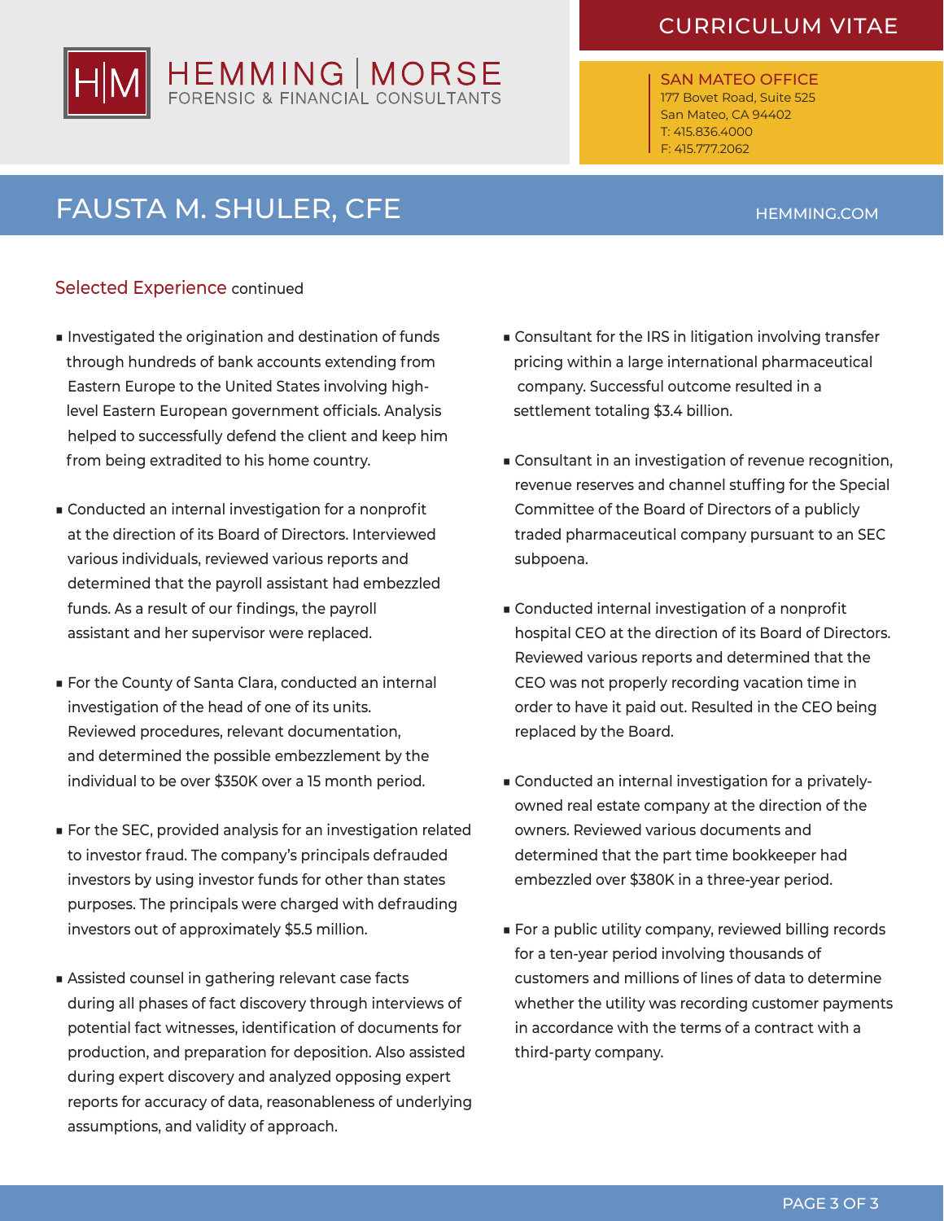## Selected Experience continued

- Investigated the origination and destination of funds through hundreds of bank accounts extending from Eastern Europe to the United States involving high-level Eastern European government officials. Analysis helped to successfully defend the client and keep him from being extradited to his home country.

- Conducted an internal investigation for a nonprofit at the direction of its Board of Directors. Interviewed various individuals, reviewed various reports and determined that the payroll assistant had embezzled funds. As a result of our findings, the payroll assistant and her supervisor were replaced.

- For the County of Santa Clara, conducted an internal investigation of the head of one of its units. Reviewed procedures, relevant documentation, and determined the possible embezzlement by the individual to be over $350K over a 15 month period.

- For the SEC, provided analysis for an investigation related to investor fraud. The company's principals defrauded investors by using investor funds for other than states purposes. The principals were charged with defrauding investors out of approximately $5.5 million.

- Assisted counsel in gathering relevant case facts during all phases of fact discovery through interviews of potential fact witnesses, identification of documents for production, and preparation for deposition. Also assisted during expert discovery and analyzed opposing expert reports for accuracy of data, reasonableness of underlying assumptions, and validity of approach.

- Consultant for the IRS in litigation involving transfer pricing within a large international pharmaceutical company. Successful outcome resulted in a settlement totaling $3.4 billion.

- Consultant in an investigation of revenue recognition, revenue reserves and channel stuffing for the Special Committee of the Board of Directors of a publicly traded pharmaceutical company pursuant to an SEC subpoena.

- Conducted internal investigation of a nonprofit hospital CEO at the direction of its Board of Directors. Reviewed various reports and determined that the CEO was not properly recording vacation time in order to have it paid out. Resulted in the CEO being replaced by the Board.

- Conducted an internal investigation for a privately-owned real estate company at the direction of the owners. Reviewed various documents and determined that the part time bookkeeper had embezzled over $380K in a three-year period.

- For a public utility company, reviewed billing records for a ten-year period involving thousands of customers and millions of lines of data to determine whether the utility was recording customer payments in accordance with the terms of a contract with a third-party company.